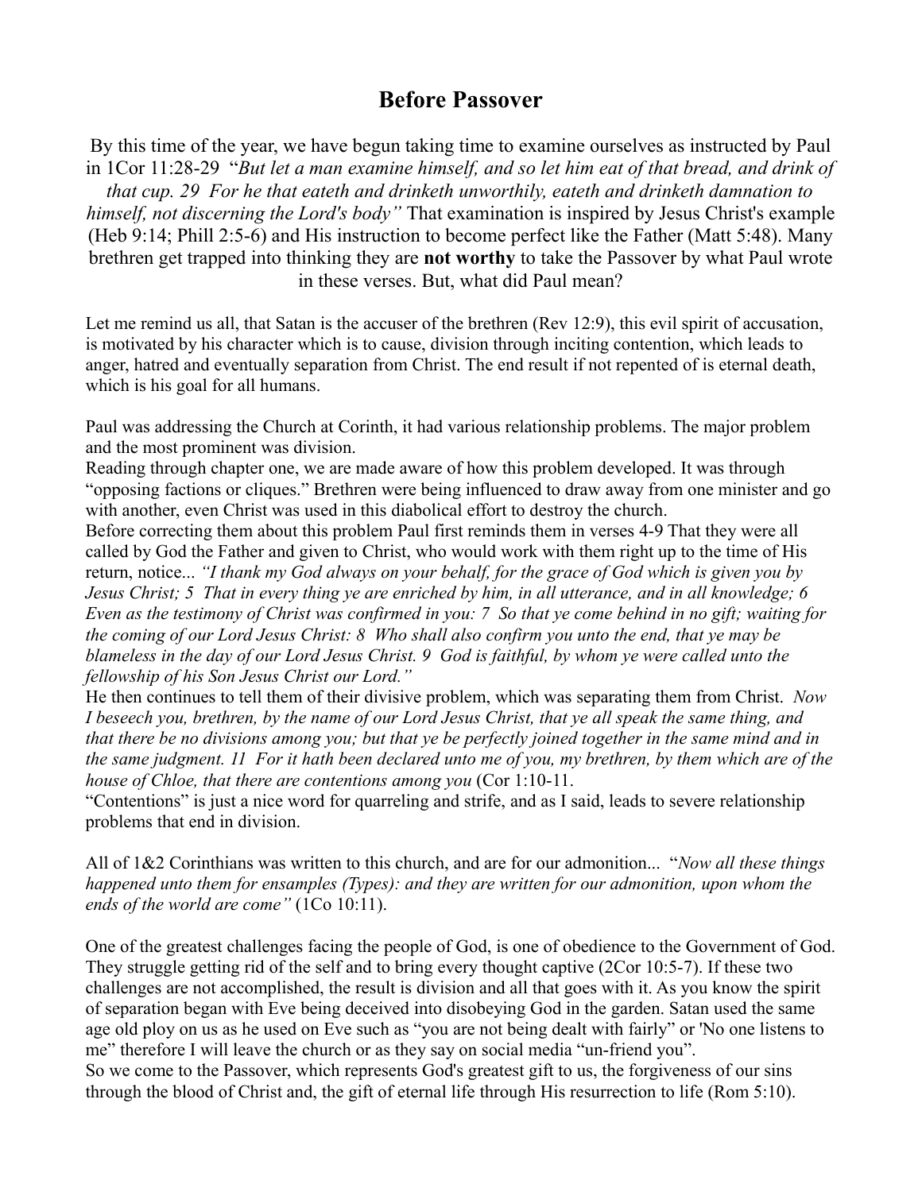# Before Passover

By this time of the year, we have begun taking time to examine ourselves as instructed by Paul in 1Cor 11:28-29 "*But let a man examine himself, and so let him eat of that bread, and drink of that cup. 29 For he that eateth and drinketh unworthily, eateth and drinketh damnation to himself, not discerning the Lord's body"* That examination is inspired by Jesus Christ's example (Heb 9:14; Phill 2:5-6) and His instruction to become perfect like the Father (Matt 5:48). Many brethren get trapped into thinking they are **not worthy** to take the Passover by what Paul wrote in these verses. But, what did Paul mean?

Let me remind us all, that Satan is the accuser of the brethren (Rev 12:9), this evil spirit of accusation, is motivated by his character which is to cause, division through inciting contention, which leads to anger, hatred and eventually separation from Christ. The end result if not repented of is eternal death, which is his goal for all humans.

Paul was addressing the Church at Corinth, it had various relationship problems. The major problem and the most prominent was division.

Reading through chapter one, we are made aware of how this problem developed. It was through "opposing factions or cliques." Brethren were being influenced to draw away from one minister and go with another, even Christ was used in this diabolical effort to destroy the church.

Before correcting them about this problem Paul first reminds them in verses 4-9 That they were all called by God the Father and given to Christ, who would work with them right up to the time of His return, notice... *"I thank my God always on your behalf, for the grace of God which is given you by Jesus Christ; 5 That in every thing ye are enriched by him, in all utterance, and in all knowledge; 6 Even as the testimony of Christ was confirmed in you: 7 So that ye come behind in no gift; waiting for the coming of our Lord Jesus Christ: 8 Who shall also confirm you unto the end, that ye may be blameless in the day of our Lord Jesus Christ. 9 God is faithful, by whom ye were called unto the fellowship of his Son Jesus Christ our Lord."*

He then continues to tell them of their divisive problem, which was separating them from Christ. *Now I beseech you, brethren, by the name of our Lord Jesus Christ, that ye all speak the same thing, and that there be no divisions among you; but that ye be perfectly joined together in the same mind and in the same judgment. 11 For it hath been declared unto me of you, my brethren, by them which are of the house of Chloe, that there are contentions among you* (Cor 1:10-11.

"Contentions" is just a nice word for quarreling and strife, and as I said, leads to severe relationship problems that end in division.

All of 1&2 Corinthians was written to this church, and are for our admonition... "*Now all these things happened unto them for ensamples (Types): and they are written for our admonition, upon whom the ends of the world are come"* (1Co 10:11).

One of the greatest challenges facing the people of God, is one of obedience to the Government of God. They struggle getting rid of the self and to bring every thought captive (2Cor 10:5-7). If these two challenges are not accomplished, the result is division and all that goes with it. As you know the spirit of separation began with Eve being deceived into disobeying God in the garden. Satan used the same age old ploy on us as he used on Eve such as "you are not being dealt with fairly" or 'No one listens to me" therefore I will leave the church or as they say on social media "un-friend you".

So we come to the Passover, which represents God's greatest gift to us, the forgiveness of our sins through the blood of Christ and, the gift of eternal life through His resurrection to life (Rom 5:10).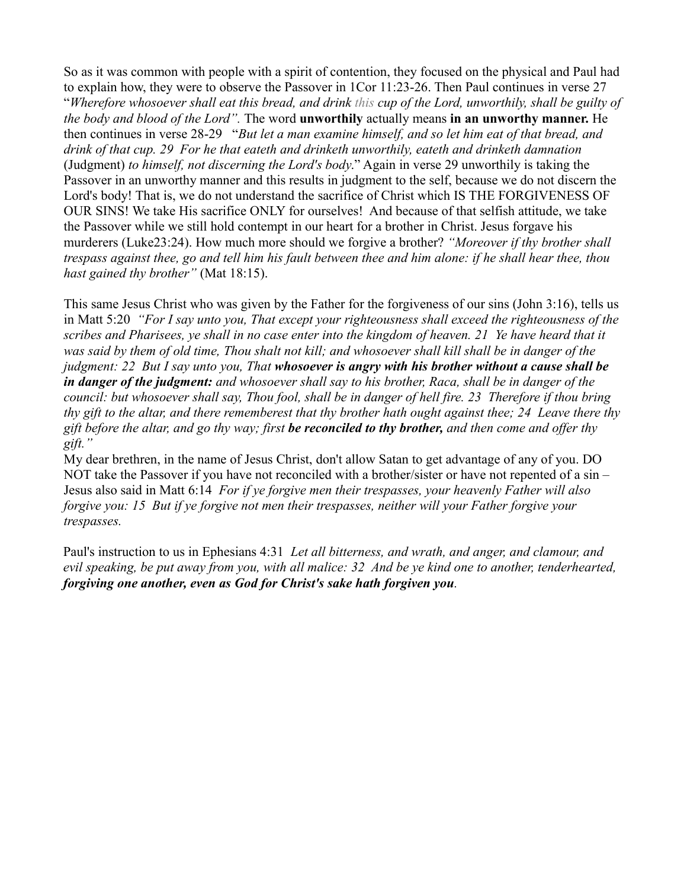So as it was common with people with a spirit of contention, they focused on the physical and Paul had to explain how, they were to observe the Passover in 1Cor 11:23-26. Then Paul continues in verse 27 "*Wherefore whosoever shall eat this bread, and drink this cup of the Lord, unworthily, shall be guilty of the body and blood of the Lord".* The word **unworthily** actually means **in an unworthy manner.** He then continues in verse 28-29 "*But let a man examine himself, and so let him eat of that bread, and drink of that cup. 29 For he that eateth and drinketh unworthily, eateth and drinketh damnation* (Judgment) *to himself, not discerning the Lord's body*." Again in verse 29 unworthily is taking the Passover in an unworthy manner and this results in judgment to the self, because we do not discern the Lord's body! That is, we do not understand the sacrifice of Christ which IS THE FORGIVENESS OF OUR SINS! We take His sacrifice ONLY for ourselves! And because of that selfish attitude, we take the Passover while we still hold contempt in our heart for a brother in Christ. Jesus forgave his murderers (Luke23:24). How much more should we forgive a brother? *"Moreover if thy brother shall trespass against thee, go and tell him his fault between thee and him alone: if he shall hear thee, thou hast gained thy brother"* (Mat 18:15).

This same Jesus Christ who was given by the Father for the forgiveness of our sins (John 3:16), tells us in Matt 5:20 *"For I say unto you, That except your righteousness shall exceed the righteousness of the scribes and Pharisees, ye shall in no case enter into the kingdom of heaven. 21 Ye have heard that it was said by them of old time, Thou shalt not kill; and whosoever shall kill shall be in danger of the judgment: 22 But I say unto you, That* ***whosoever is angry with his brother without a cause shall be in danger of the judgment:*** *and whosoever shall say to his brother, Raca, shall be in danger of the council: but whosoever shall say, Thou fool, shall be in danger of hell fire. 23 Therefore if thou bring thy gift to the altar, and there rememberest that thy brother hath ought against thee; 24 Leave there thy gift before the altar, and go thy way; first* ***be reconciled to thy brother,*** *and then come and offer thy gift."*

My dear brethren, in the name of Jesus Christ, don't allow Satan to get advantage of any of you. DO NOT take the Passover if you have not reconciled with a brother/sister or have not repented of a sin – Jesus also said in Matt 6:14 *For if ye forgive men their trespasses, your heavenly Father will also forgive you: 15 But if ye forgive not men their trespasses, neither will your Father forgive your trespasses.*

Paul's instruction to us in Ephesians 4:31 *Let all bitterness, and wrath, and anger, and clamour, and evil speaking, be put away from you, with all malice: 32 And be ye kind one to another, tenderhearted,* ***forgiving one another, even as God for Christ's sake hath forgiven you****.*